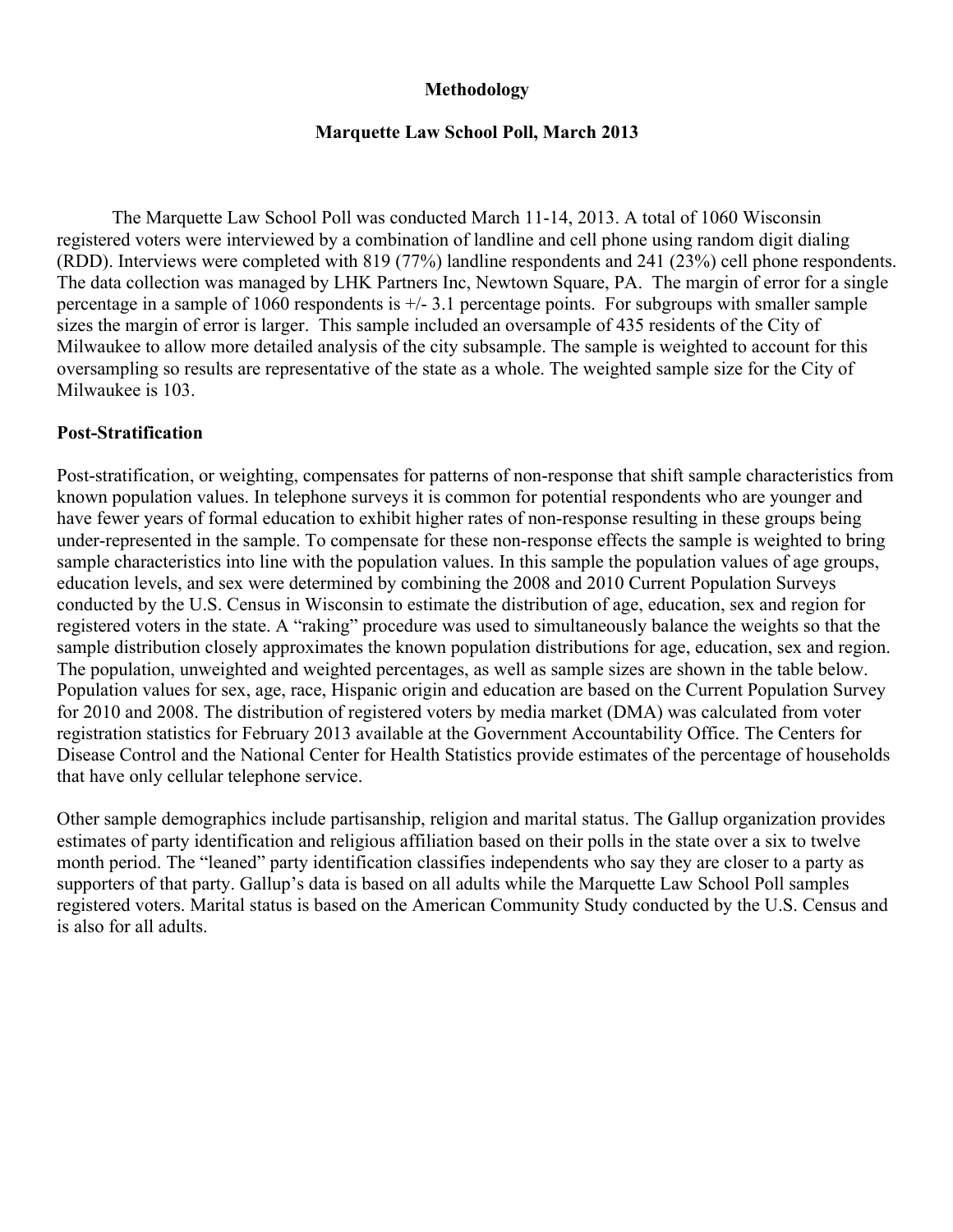# Methodology

## Marquette Law School Poll, March 2013

The Marquette Law School Poll was conducted March 11-14, 2013. A total of 1060 Wisconsin registered voters were interviewed by a combination of landline and cell phone using random digit dialing (RDD). Interviews were completed with 819 (77%) landline respondents and 241 (23%) cell phone respondents. The data collection was managed by LHK Partners Inc, Newtown Square, PA. The margin of error for a single percentage in a sample of 1060 respondents is +/- 3.1 percentage points. For subgroups with smaller sample sizes the margin of error is larger. This sample included an oversample of 435 residents of the City of Milwaukee to allow more detailed analysis of the city subsample. The sample is weighted to account for this oversampling so results are representative of the state as a whole. The weighted sample size for the City of Milwaukee is 103.

### Post-Stratification

Post-stratification, or weighting, compensates for patterns of non-response that shift sample characteristics from known population values. In telephone surveys it is common for potential respondents who are younger and have fewer years of formal education to exhibit higher rates of non-response resulting in these groups being under-represented in the sample. To compensate for these non-response effects the sample is weighted to bring sample characteristics into line with the population values. In this sample the population values of age groups, education levels, and sex were determined by combining the 2008 and 2010 Current Population Surveys conducted by the U.S. Census in Wisconsin to estimate the distribution of age, education, sex and region for registered voters in the state. A "raking" procedure was used to simultaneously balance the weights so that the sample distribution closely approximates the known population distributions for age, education, sex and region. The population, unweighted and weighted percentages, as well as sample sizes are shown in the table below. Population values for sex, age, race, Hispanic origin and education are based on the Current Population Survey for 2010 and 2008. The distribution of registered voters by media market (DMA) was calculated from voter registration statistics for February 2013 available at the Government Accountability Office. The Centers for Disease Control and the National Center for Health Statistics provide estimates of the percentage of households that have only cellular telephone service.

Other sample demographics include partisanship, religion and marital status. The Gallup organization provides estimates of party identification and religious affiliation based on their polls in the state over a six to twelve month period. The "leaned" party identification classifies independents who say they are closer to a party as supporters of that party. Gallup's data is based on all adults while the Marquette Law School Poll samples registered voters. Marital status is based on the American Community Study conducted by the U.S. Census and is also for all adults.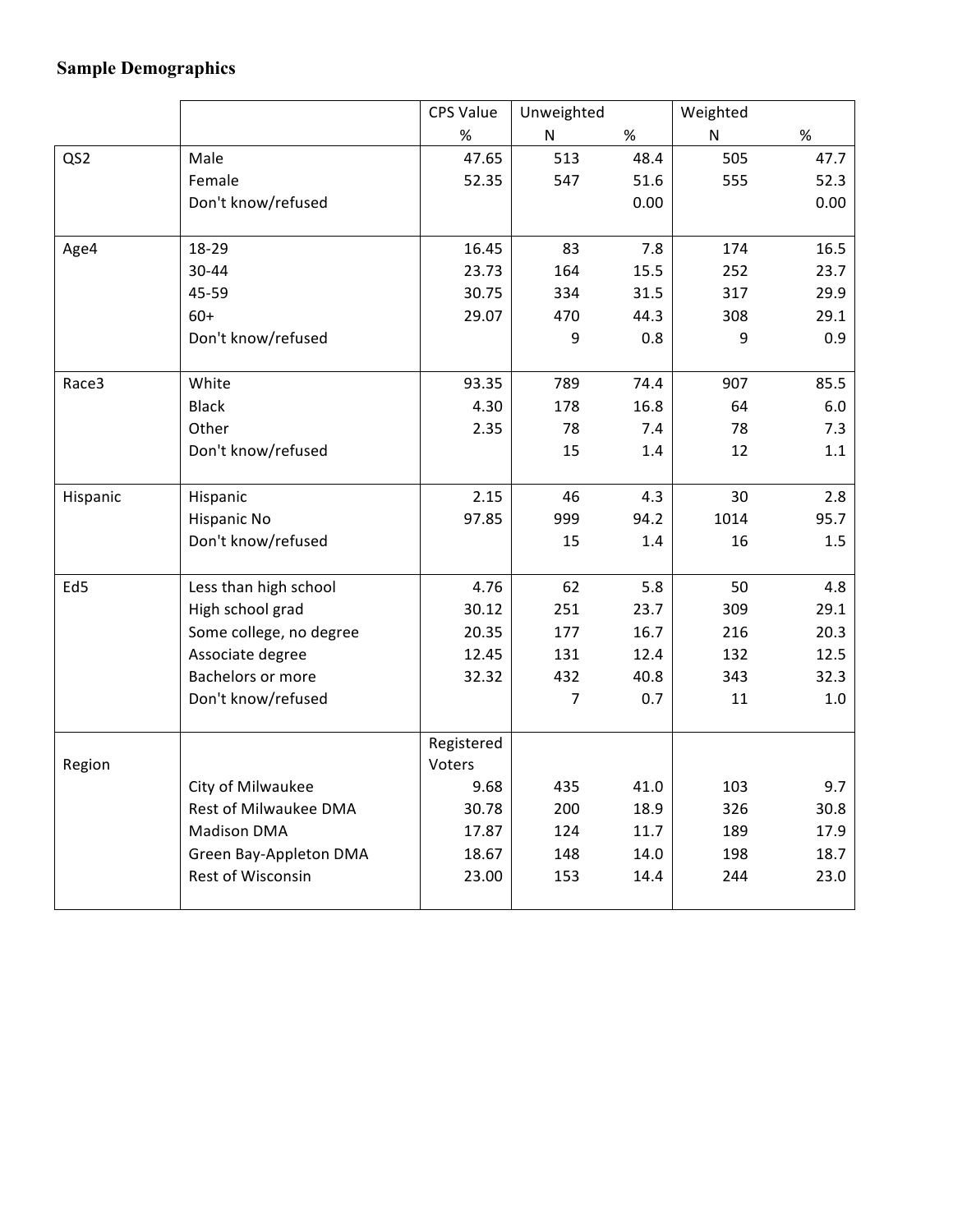**Sample Demographics**

| | | CPS Value | Unweighted | | Weighted | |
|---|---|---|---|---|---|---|
| | | % | N | % | N | % |
| QS2 | Male | 47.65 | 513 | 48.4 | 505 | 47.7 |
| | Female | 52.35 | 547 | 51.6 | 555 | 52.3 |
| | Don't know/refused | | | 0.00 | | 0.00 |
| Age4 | 18-29 | 16.45 | 83 | 7.8 | 174 | 16.5 |
| | 30-44 | 23.73 | 164 | 15.5 | 252 | 23.7 |
| | 45-59 | 30.75 | 334 | 31.5 | 317 | 29.9 |
| | 60+ | 29.07 | 470 | 44.3 | 308 | 29.1 |
| | Don't know/refused | | 9 | 0.8 | 9 | 0.9 |
| Race3 | White | 93.35 | 789 | 74.4 | 907 | 85.5 |
| | Black | 4.30 | 178 | 16.8 | 64 | 6.0 |
| | Other | 2.35 | 78 | 7.4 | 78 | 7.3 |
| | Don't know/refused | | 15 | 1.4 | 12 | 1.1 |
| Hispanic | Hispanic | 2.15 | 46 | 4.3 | 30 | 2.8 |
| | Hispanic No | 97.85 | 999 | 94.2 | 1014 | 95.7 |
| | Don't know/refused | | 15 | 1.4 | 16 | 1.5 |
| Ed5 | Less than high school | 4.76 | 62 | 5.8 | 50 | 4.8 |
| | High school grad | 30.12 | 251 | 23.7 | 309 | 29.1 |
| | Some college, no degree | 20.35 | 177 | 16.7 | 216 | 20.3 |
| | Associate degree | 12.45 | 131 | 12.4 | 132 | 12.5 |
| | Bachelors or more | 32.32 | 432 | 40.8 | 343 | 32.3 |
| | Don't know/refused | | 7 | 0.7 | 11 | 1.0 |
| Region | | Registered Voters | | | | |
| | City of Milwaukee | 9.68 | 435 | 41.0 | 103 | 9.7 |
| | Rest of Milwaukee DMA | 30.78 | 200 | 18.9 | 326 | 30.8 |
| | Madison DMA | 17.87 | 124 | 11.7 | 189 | 17.9 |
| | Green Bay-Appleton DMA | 18.67 | 148 | 14.0 | 198 | 18.7 |
| | Rest of Wisconsin | 23.00 | 153 | 14.4 | 244 | 23.0 |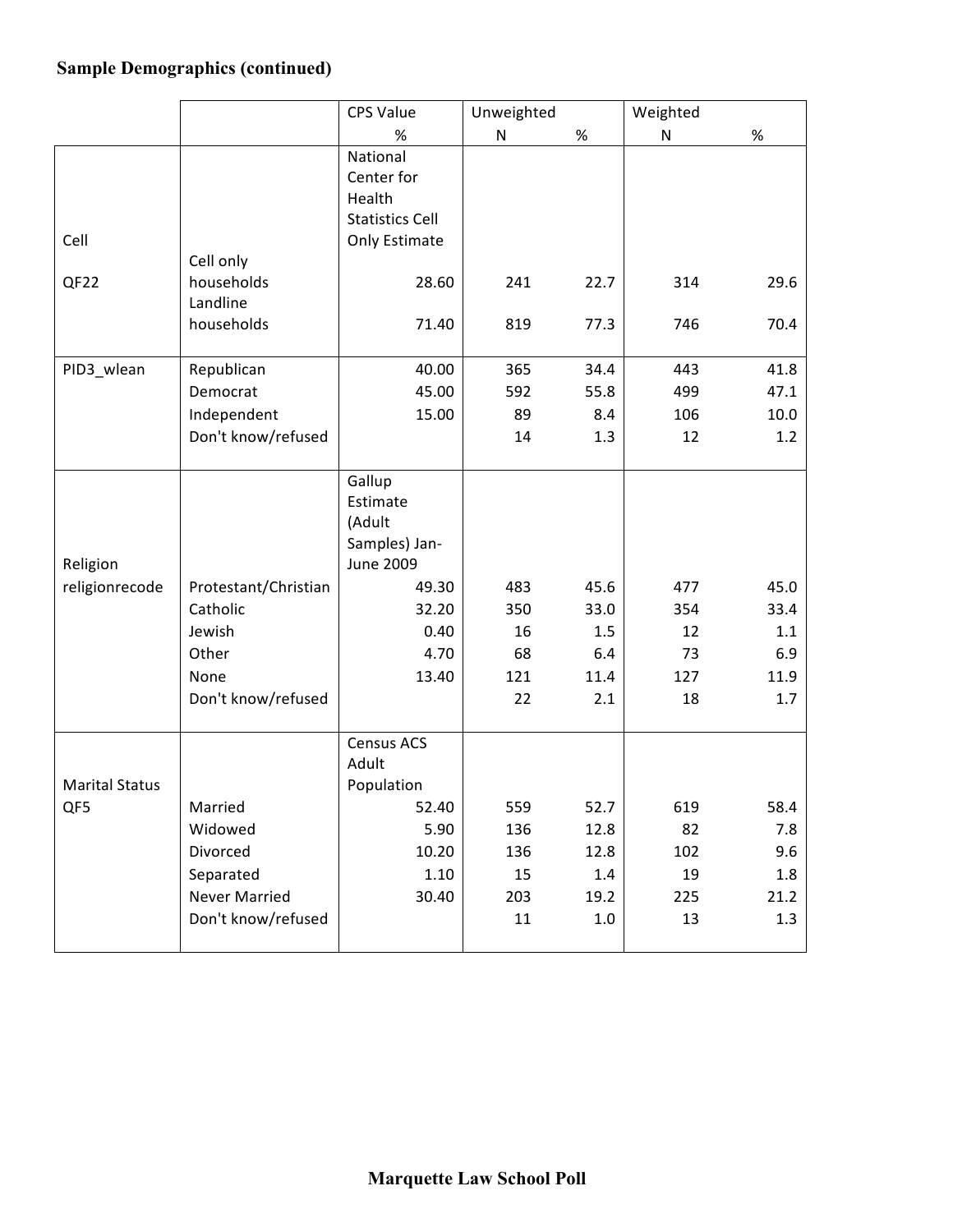**Sample Demographics (continued)**

| | | CPS Value | Unweighted | | Weighted | |
|---|---|---|---|---|---|---|
| | | % | N | % | N | % |
| Cell QF22 | | National Center for Health Statistics Cell Only Estimate | | | | |
| | Cell only households | 28.60 | 241 | 22.7 | 314 | 29.6 |
| | Landline households | 71.40 | 819 | 77.3 | 746 | 70.4 |
| PID3_wlean | Republican | 40.00 | 365 | 34.4 | 443 | 41.8 |
| | Democrat | 45.00 | 592 | 55.8 | 499 | 47.1 |
| | Independent | 15.00 | 89 | 8.4 | 106 | 10.0 |
| | Don't know/refused | | 14 | 1.3 | 12 | 1.2 |
| Religion religionrecode | | Gallup Estimate (Adult Samples) Jan-June 2009 | | | | |
| | Protestant/Christian | 49.30 | 483 | 45.6 | 477 | 45.0 |
| | Catholic | 32.20 | 350 | 33.0 | 354 | 33.4 |
| | Jewish | 0.40 | 16 | 1.5 | 12 | 1.1 |
| | Other | 4.70 | 68 | 6.4 | 73 | 6.9 |
| | None | 13.40 | 121 | 11.4 | 127 | 11.9 |
| | Don't know/refused | | 22 | 2.1 | 18 | 1.7 |
| Marital Status QF5 | | Census ACS Adult Population | | | | |
| | Married | 52.40 | 559 | 52.7 | 619 | 58.4 |
| | Widowed | 5.90 | 136 | 12.8 | 82 | 7.8 |
| | Divorced | 10.20 | 136 | 12.8 | 102 | 9.6 |
| | Separated | 1.10 | 15 | 1.4 | 19 | 1.8 |
| | Never Married | 30.40 | 203 | 19.2 | 225 | 21.2 |
| | Don't know/refused | | 11 | 1.0 | 13 | 1.3 |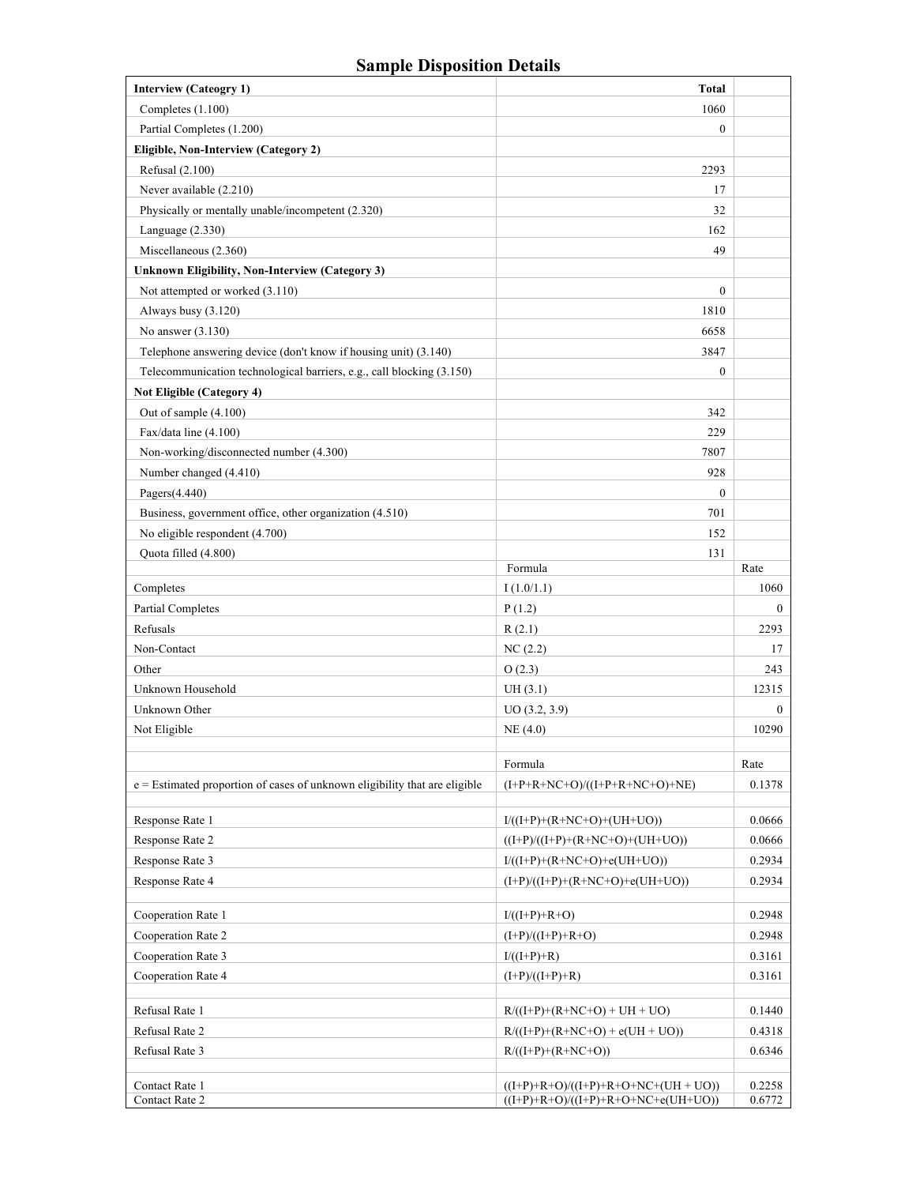# Sample Disposition Details

| Interview (Cateogry 1) | Total | |
|---|---|---|
| Completes (1.100) | 1060 | |
| Partial Completes (1.200) | 0 | |
| **Eligible, Non-Interview (Category 2)** | | |
| Refusal (2.100) | 2293 | |
| Never available (2.210) | 17 | |
| Physically or mentally unable/incompetent (2.320) | 32 | |
| Language (2.330) | 162 | |
| Miscellaneous (2.360) | 49 | |
| **Unknown Eligibility, Non-Interview (Category 3)** | | |
| Not attempted or worked (3.110) | 0 | |
| Always busy (3.120) | 1810 | |
| No answer (3.130) | 6658 | |
| Telephone answering device (don't know if housing unit) (3.140) | 3847 | |
| Telecommunication technological barriers, e.g., call blocking (3.150) | 0 | |
| **Not Eligible (Category 4)** | | |
| Out of sample (4.100) | 342 | |
| Fax/data line (4.100) | 229 | |
| Non-working/disconnected number (4.300) | 7807 | |
| Number changed (4.410) | 928 | |
| Pagers(4.440) | 0 | |
| Business, government office, other organization (4.510) | 701 | |
| No eligible respondent (4.700) | 152 | |
| Quota filled (4.800) | 131 | |

| | Formula | Rate |
|---|---|---|
| Completes | I (1.0/1.1) | 1060 |
| Partial Completes | P (1.2) | 0 |
| Refusals | R (2.1) | 2293 |
| Non-Contact | NC (2.2) | 17 |
| Other | O (2.3) | 243 |
| Unknown Household | UH (3.1) | 12315 |
| Unknown Other | UO (3.2, 3.9) | 0 |
| Not Eligible | NE (4.0) | 10290 |

| | Formula | Rate |
|---|---|---|
| e = Estimated proportion of cases of unknown eligibility that are eligible | (I+P+R+NC+O)/((I+P+R+NC+O)+NE) | 0.1378 |
| | | |
| Response Rate 1 | I/((I+P)+(R+NC+O)+(UH+UO)) | 0.0666 |
| Response Rate 2 | ((I+P)/((I+P)+(R+NC+O)+(UH+UO)) | 0.0666 |
| Response Rate 3 | I/((I+P)+(R+NC+O)+e(UH+UO)) | 0.2934 |
| Response Rate 4 | (I+P)/((I+P)+(R+NC+O)+e(UH+UO)) | 0.2934 |
| | | |
| Cooperation Rate 1 | I/((I+P)+R+O) | 0.2948 |
| Cooperation Rate 2 | (I+P)/((I+P)+R+O) | 0.2948 |
| Cooperation Rate 3 | I/((I+P)+R) | 0.3161 |
| Cooperation Rate 4 | (I+P)/((I+P)+R) | 0.3161 |
| | | |
| Refusal Rate 1 | R/((I+P)+(R+NC+O) + UH + UO) | 0.1440 |
| Refusal Rate 2 | R/((I+P)+(R+NC+O) + e(UH + UO)) | 0.4318 |
| Refusal Rate 3 | R/((I+P)+(R+NC+O)) | 0.6346 |
| | | |
| Contact Rate 1 | ((I+P)+R+O)/((I+P)+R+O+NC+(UH + UO)) | 0.2258 |
| Contact Rate 2 | ((I+P)+R+O)/((I+P)+R+O+NC+e(UH+UO)) | 0.6772 |